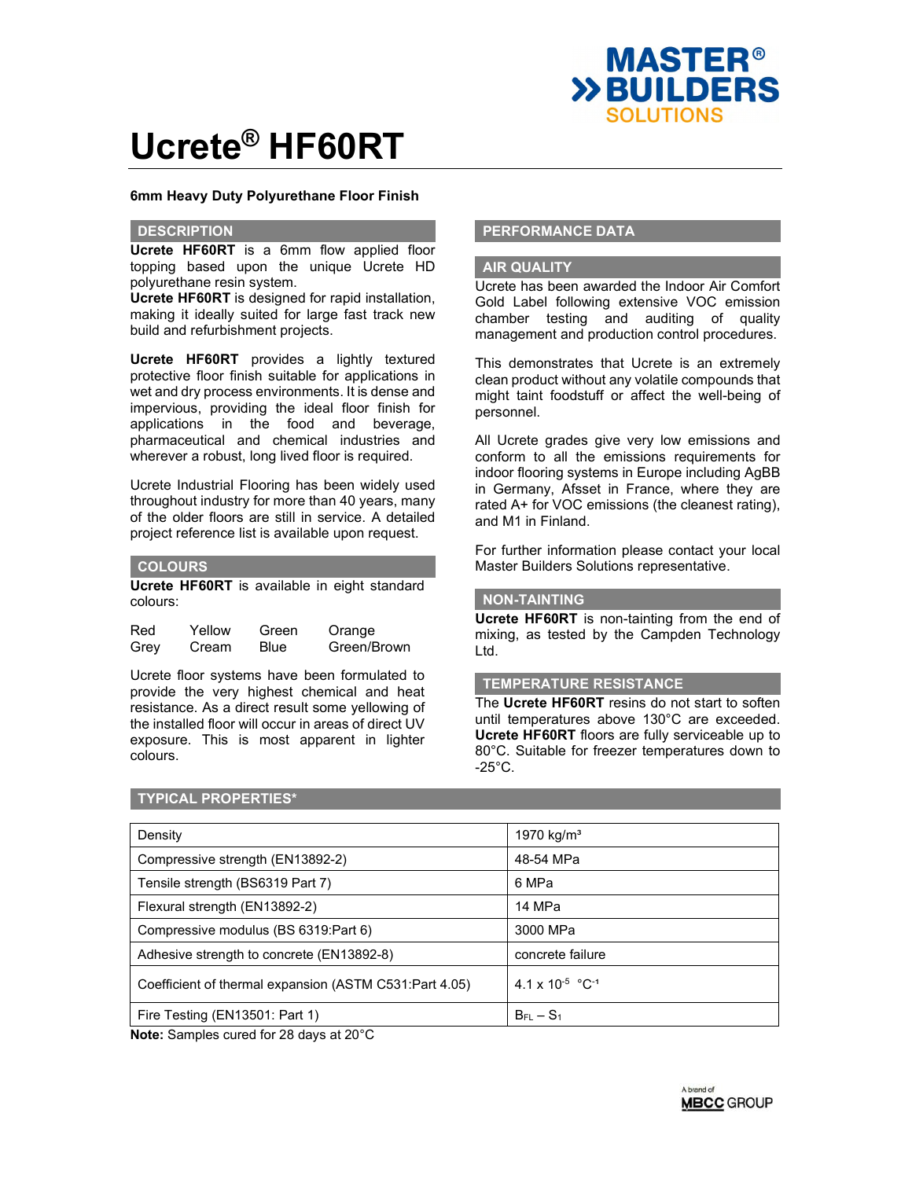# Ucrete® HF60RT

**6mm Heavy Duty Polyurethane Floor Finish**

## DESCRIPTION

**Ucrete HF60RT** is a 6mm flow applied floor topping based upon the unique Ucrete HD polyurethane resin system.
**Ucrete HF60RT** is designed for rapid installation, making it ideally suited for large fast track new build and refurbishment projects.

**Ucrete HF60RT** provides a lightly textured protective floor finish suitable for applications in wet and dry process environments. It is dense and impervious, providing the ideal floor finish for applications in the food and beverage, pharmaceutical and chemical industries and wherever a robust, long lived floor is required.

Ucrete Industrial Flooring has been widely used throughout industry for more than 40 years, many of the older floors are still in service. A detailed project reference list is available upon request.

## COLOURS

**Ucrete HF60RT** is available in eight standard colours:

| | | | |
|---|---|---|---|
| Red | Yellow | Green | Orange |
| Grey | Cream | Blue | Green/Brown |

Ucrete floor systems have been formulated to provide the very highest chemical and heat resistance. As a direct result some yellowing of the installed floor will occur in areas of direct UV exposure. This is most apparent in lighter colours.

## PERFORMANCE DATA

### AIR QUALITY

Ucrete has been awarded the Indoor Air Comfort Gold Label following extensive VOC emission chamber testing and auditing of quality management and production control procedures.

This demonstrates that Ucrete is an extremely clean product without any volatile compounds that might taint foodstuff or affect the well-being of personnel.

All Ucrete grades give very low emissions and conform to all the emissions requirements for indoor flooring systems in Europe including AgBB in Germany, Afsset in France, where they are rated A+ for VOC emissions (the cleanest rating), and M1 in Finland.

For further information please contact your local Master Builders Solutions representative.

### NON-TAINTING

**Ucrete HF60RT** is non-tainting from the end of mixing, as tested by the Campden Technology Ltd.

### TEMPERATURE RESISTANCE

The **Ucrete HF60RT** resins do not start to soften until temperatures above 130°C are exceeded. **Ucrete HF60RT** floors are fully serviceable up to 80°C. Suitable for freezer temperatures down to -25°C.

## TYPICAL PROPERTIES*

| Property | Value |
|---|---|
| Density | 1970 kg/m³ |
| Compressive strength (EN13892-2) | 48-54 MPa |
| Tensile strength (BS6319 Part 7) | 6 MPa |
| Flexural strength (EN13892-2) | 14 MPa |
| Compressive modulus (BS 6319:Part 6) | 3000 MPa |
| Adhesive strength to concrete (EN13892-8) | concrete failure |
| Coefficient of thermal expansion (ASTM C531:Part 4.05) | $4.1 \times 10^{-5}$ °C$^{-1}$ |
| Fire Testing (EN13501: Part 1) | $B_{FL} - S_1$ |

**Note:** Samples cured for 28 days at 20°C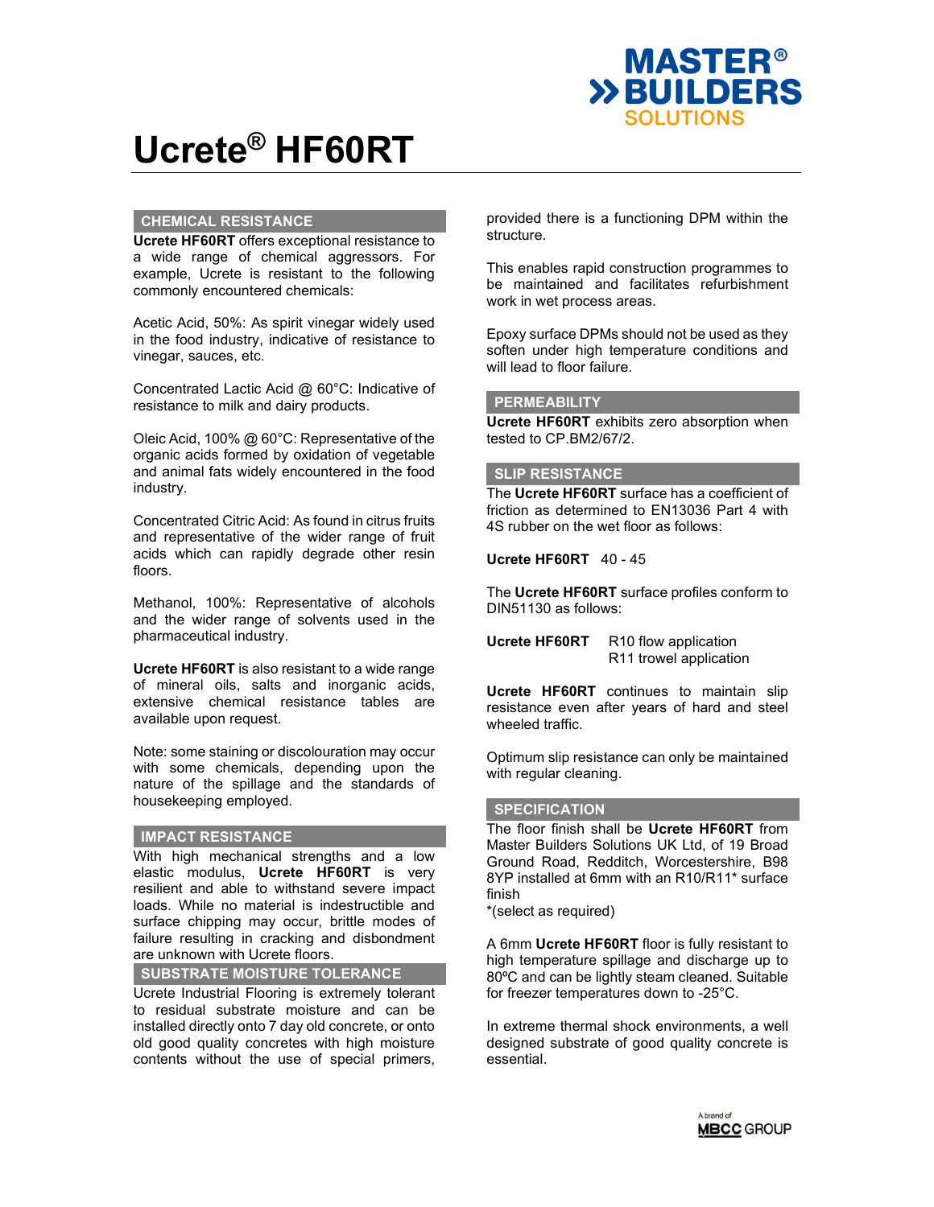# Ucrete® HF60RT

## CHEMICAL RESISTANCE

**Ucrete HF60RT** offers exceptional resistance to a wide range of chemical aggressors. For example, Ucrete is resistant to the following commonly encountered chemicals:

Acetic Acid, 50%: As spirit vinegar widely used in the food industry, indicative of resistance to vinegar, sauces, etc.

Concentrated Lactic Acid @ 60°C: Indicative of resistance to milk and dairy products.

Oleic Acid, 100% @ 60°C: Representative of the organic acids formed by oxidation of vegetable and animal fats widely encountered in the food industry.

Concentrated Citric Acid: As found in citrus fruits and representative of the wider range of fruit acids which can rapidly degrade other resin floors.

Methanol, 100%: Representative of alcohols and the wider range of solvents used in the pharmaceutical industry.

**Ucrete HF60RT** is also resistant to a wide range of mineral oils, salts and inorganic acids, extensive chemical resistance tables are available upon request.

Note: some staining or discolouration may occur with some chemicals, depending upon the nature of the spillage and the standards of housekeeping employed.

## IMPACT RESISTANCE

With high mechanical strengths and a low elastic modulus, **Ucrete HF60RT** is very resilient and able to withstand severe impact loads. While no material is indestructible and surface chipping may occur, brittle modes of failure resulting in cracking and disbondment are unknown with Ucrete floors.

## SUBSTRATE MOISTURE TOLERANCE

Ucrete Industrial Flooring is extremely tolerant to residual substrate moisture and can be installed directly onto 7 day old concrete, or onto old good quality concretes with high moisture contents without the use of special primers, provided there is a functioning DPM within the structure.

This enables rapid construction programmes to be maintained and facilitates refurbishment work in wet process areas.

Epoxy surface DPMs should not be used as they soften under high temperature conditions and will lead to floor failure.

## PERMEABILITY

**Ucrete HF60RT** exhibits zero absorption when tested to CP.BM2/67/2.

## SLIP RESISTANCE

The **Ucrete HF60RT** surface has a coefficient of friction as determined to EN13036 Part 4 with 4S rubber on the wet floor as follows:

**Ucrete HF60RT** 40 - 45

The **Ucrete HF60RT** surface profiles conform to DIN51130 as follows:

**Ucrete HF60RT** R10 flow application
R11 trowel application

**Ucrete HF60RT** continues to maintain slip resistance even after years of hard and steel wheeled traffic.

Optimum slip resistance can only be maintained with regular cleaning.

## SPECIFICATION

The floor finish shall be **Ucrete HF60RT** from Master Builders Solutions UK Ltd, of 19 Broad Ground Road, Redditch, Worcestershire, B98 8YP installed at 6mm with an R10/R11* surface finish
*(select as required)

A 6mm **Ucrete HF60RT** floor is fully resistant to high temperature spillage and discharge up to 80ºC and can be lightly steam cleaned. Suitable for freezer temperatures down to -25°C.

In extreme thermal shock environments, a well designed substrate of good quality concrete is essential.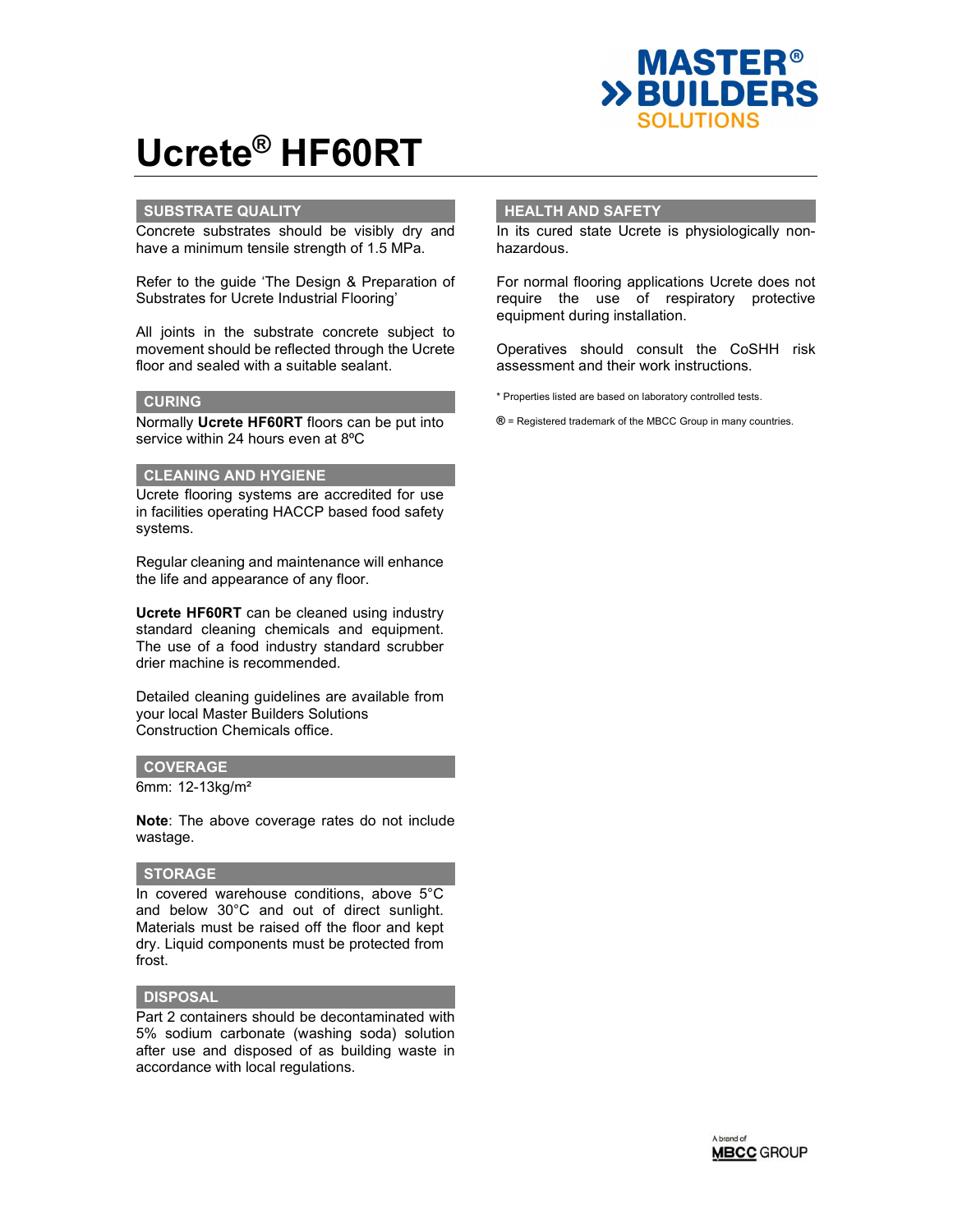# Ucrete® HF60RT

## SUBSTRATE QUALITY

Concrete substrates should be visibly dry and have a minimum tensile strength of 1.5 MPa.

Refer to the guide 'The Design & Preparation of Substrates for Ucrete Industrial Flooring'

All joints in the substrate concrete subject to movement should be reflected through the Ucrete floor and sealed with a suitable sealant.

## CURING

Normally **Ucrete HF60RT** floors can be put into service within 24 hours even at 8ºC

## CLEANING AND HYGIENE

Ucrete flooring systems are accredited for use in facilities operating HACCP based food safety systems.

Regular cleaning and maintenance will enhance the life and appearance of any floor.

**Ucrete HF60RT** can be cleaned using industry standard cleaning chemicals and equipment. The use of a food industry standard scrubber drier machine is recommended.

Detailed cleaning guidelines are available from your local Master Builders Solutions Construction Chemicals office.

## COVERAGE

6mm: 12-13kg/m²

**Note**: The above coverage rates do not include wastage.

## STORAGE

In covered warehouse conditions, above 5°C and below 30°C and out of direct sunlight. Materials must be raised off the floor and kept dry. Liquid components must be protected from frost.

## DISPOSAL

Part 2 containers should be decontaminated with 5% sodium carbonate (washing soda) solution after use and disposed of as building waste in accordance with local regulations.

## HEALTH AND SAFETY

In its cured state Ucrete is physiologically non-hazardous.

For normal flooring applications Ucrete does not require the use of respiratory protective equipment during installation.

Operatives should consult the CoSHH risk assessment and their work instructions.

* Properties listed are based on laboratory controlled tests.

**®** = Registered trademark of the MBCC Group in many countries.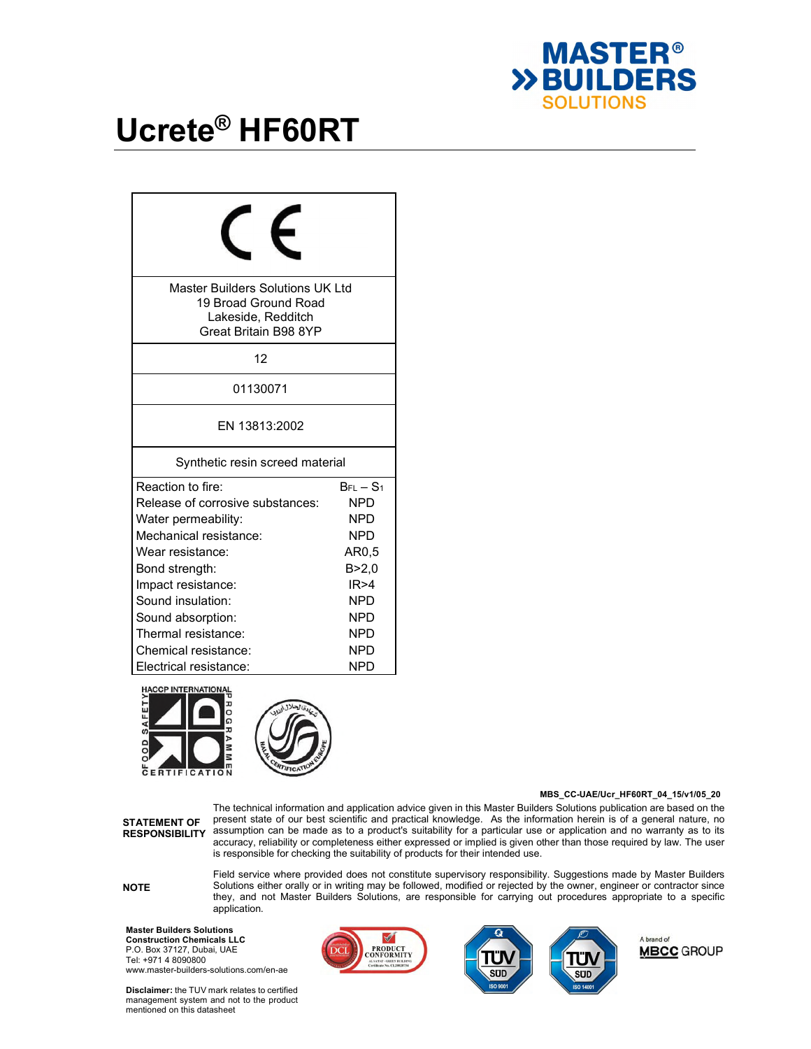# Ucrete® HF60RT

| |
|---|
| CE |
| Master Builders Solutions UK Ltd<br>19 Broad Ground Road<br>Lakeside, Redditch<br>Great Britain B98 8YP |
| 12 |
| 01130071 |
| EN 13813:2002 |
| Synthetic resin screed material |

| | |
|---|---|
| Reaction to fire: | $B_{FL} – S_1$ |
| Release of corrosive substances: | NPD |
| Water permeability: | NPD |
| Mechanical resistance: | NPD |
| Wear resistance: | AR0,5 |
| Bond strength: | B>2,0 |
| Impact resistance: | IR>4 |
| Sound insulation: | NPD |
| Sound absorption: | NPD |
| Thermal resistance: | NPD |
| Chemical resistance: | NPD |
| Electrical resistance: | NPD |

MBS_CC-UAE/Ucr_HF60RT_04_15/v1/05_20

**STATEMENT OF RESPONSIBILITY** The technical information and application advice given in this Master Builders Solutions publication are based on the present state of our best scientific and practical knowledge. As the information herein is of a general nature, no assumption can be made as to a product's suitability for a particular use or application and no warranty as to its accuracy, reliability or completeness either expressed or implied is given other than those required by law. The user is responsible for checking the suitability of products for their intended use.

**NOTE** Field service where provided does not constitute supervisory responsibility. Suggestions made by Master Builders Solutions either orally or in writing may be followed, modified or rejected by the owner, engineer or contractor since they, and not Master Builders Solutions, are responsible for carrying out procedures appropriate to a specific application.

**Master Builders Solutions Construction Chemicals LLC**
P.O. Box 37127, Dubai, UAE
Tel: +971 4 8090800
www.master-builders-solutions.com/en-ae

**Disclaimer:** the TUV mark relates to certified management system and not to the product mentioned on this datasheet

A brand of MBCC GROUP